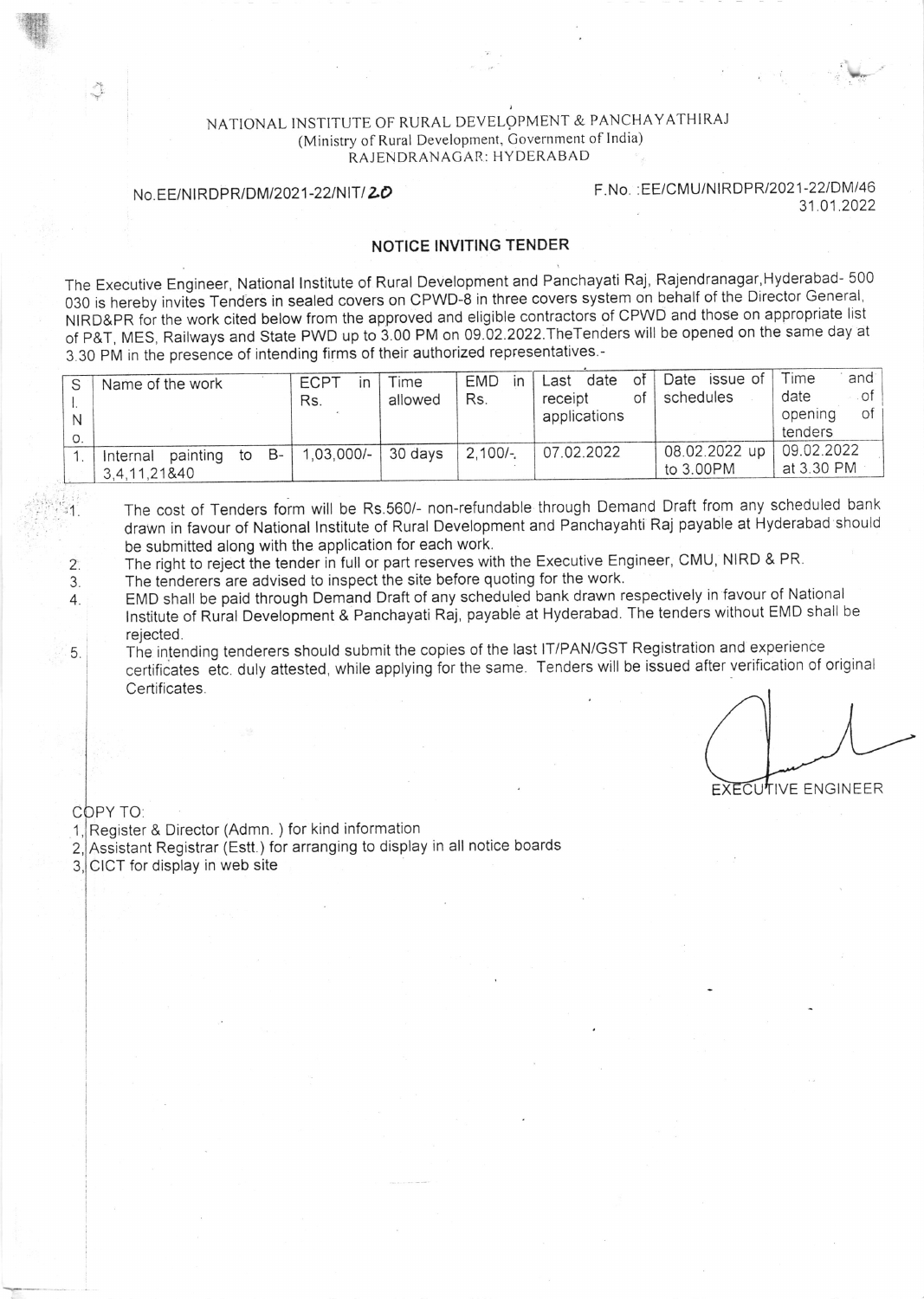NATIONAL INSTITUTE OF RURAL DEVELOPMENT & PANCHAYATHIRAJ
(Ministry of Rural Development, Government of India)
RAJENDRANAGAR: HYDERABAD

No.EE/NIRDPR/DM/2021-22/NIT/20

F.No. :EE/CMU/NIRDPR/2021-22/DM/46
31.01.2022

## NOTICE INVITING TENDER

The Executive Engineer, National Institute of Rural Development and Panchayati Raj, Rajendranagar,Hyderabad- 500 030 is hereby invites Tenders in sealed covers on CPWD-8 in three covers system on behalf of the Director General, NIRD&PR for the work cited below from the approved and eligible contractors of CPWD and those on appropriate list of P&T, MES, Railways and State PWD up to 3.00 PM on 09.02.2022.TheTenders will be opened on the same day at 3.30 PM in the presence of intending firms of their authorized representatives.-

| Sl. No. | Name of the work | ECPT in Rs. | Time allowed | EMD in Rs. | Last date of receipt of applications | Date issue of schedules | Time and date of opening of tenders |
|---|---|---|---|---|---|---|---|
| 1. | Internal painting to B-3,4,11,21&40 | 1,03,000/- | 30 days | 2,100/-. | 07.02.2022 | 08.02.2022 up to 3.00PM | 09.02.2022 at 3.30 PM |

1. The cost of Tenders form will be Rs.560/- non-refundable through Demand Draft from any scheduled bank drawn in favour of National Institute of Rural Development and Panchayahti Raj payable at Hyderabad should be submitted along with the application for each work.
2. The right to reject the tender in full or part reserves with the Executive Engineer, CMU, NIRD & PR.
3. The tenderers are advised to inspect the site before quoting for the work.
4. EMD shall be paid through Demand Draft of any scheduled bank drawn respectively in favour of National Institute of Rural Development & Panchayati Raj, payable at Hyderabad. The tenders without EMD shall be rejected.
5. The intending tenderers should submit the copies of the last IT/PAN/GST Registration and experience certificates etc. duly attested, while applying for the same. Tenders will be issued after verification of original Certificates.

EXECUTIVE ENGINEER

COPY TO:
1. Register & Director (Admn. ) for kind information
2. Assistant Registrar (Estt.) for arranging to display in all notice boards
3. CICT for display in web site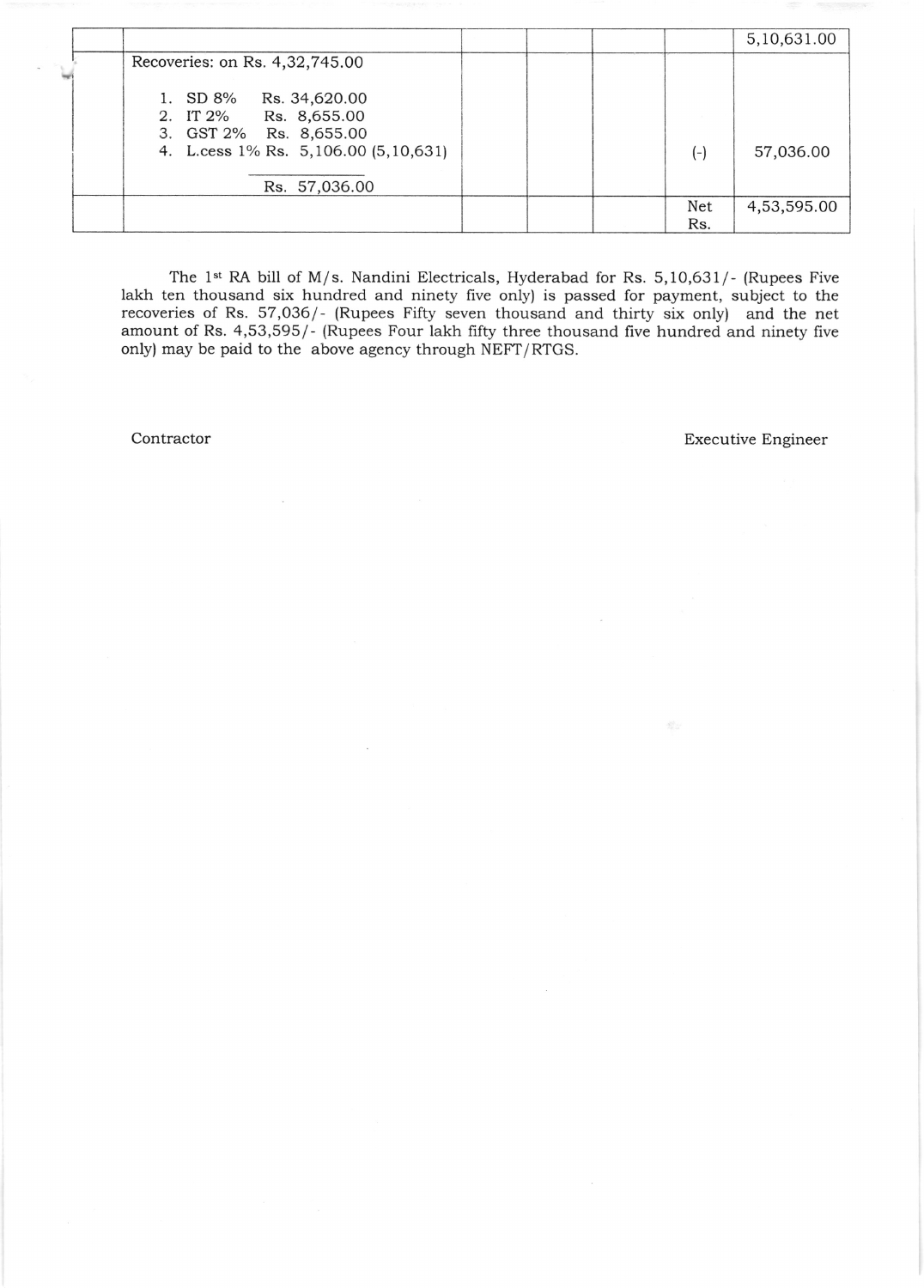| | | | | | | |
|---|---|---|---|---|---|---|
| | | | | | | 5,10,631.00 |
| | Recoveries: on Rs. 4,32,745.00<br><br>1. SD 8% Rs. 34,620.00<br>2. IT 2% Rs. 8,655.00<br>3. GST 2% Rs. 8,655.00<br>4. L.cess 1% Rs. 5,106.00 (5,10,631)<br><br>Rs. 57,036.00 | | | | (-) | 57,036.00 |
| | | | | | Net Rs. | 4,53,595.00 |

The 1st RA bill of M/s. Nandini Electricals, Hyderabad for Rs. 5,10,631/- (Rupees Five lakh ten thousand six hundred and ninety five only) is passed for payment, subject to the recoveries of Rs. 57,036/- (Rupees Fifty seven thousand and thirty six only) and the net amount of Rs. 4,53,595/- (Rupees Four lakh fifty three thousand five hundred and ninety five only) may be paid to the above agency through NEFT/RTGS.

Contractor

Executive Engineer